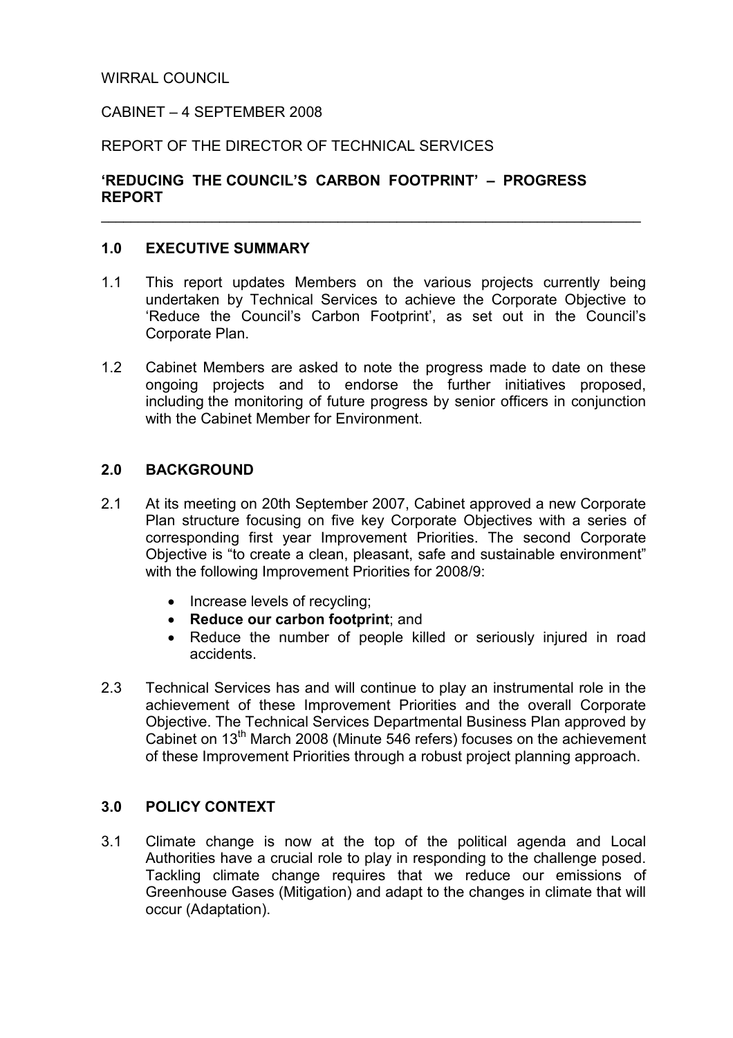WIRRAL COUNCIL

CABINET – 4 SEPTEMBER 2008

REPORT OF THE DIRECTOR OF TECHNICAL SERVICES

**'REDUCING THE COUNCIL'S CARBON FOOTPRINT' – PROGRESS REPORT**

---

## 1.0 EXECUTIVE SUMMARY

1.1 This report updates Members on the various projects currently being undertaken by Technical Services to achieve the Corporate Objective to 'Reduce the Council's Carbon Footprint', as set out in the Council's Corporate Plan.

1.2 Cabinet Members are asked to note the progress made to date on these ongoing projects and to endorse the further initiatives proposed, including the monitoring of future progress by senior officers in conjunction with the Cabinet Member for Environment.

## 2.0 BACKGROUND

2.1 At its meeting on 20th September 2007, Cabinet approved a new Corporate Plan structure focusing on five key Corporate Objectives with a series of corresponding first year Improvement Priorities. The second Corporate Objective is "to create a clean, pleasant, safe and sustainable environment" with the following Improvement Priorities for 2008/9:

- Increase levels of recycling;
- **Reduce our carbon footprint**; and
- Reduce the number of people killed or seriously injured in road accidents.

2.3 Technical Services has and will continue to play an instrumental role in the achievement of these Improvement Priorities and the overall Corporate Objective. The Technical Services Departmental Business Plan approved by Cabinet on 13th March 2008 (Minute 546 refers) focuses on the achievement of these Improvement Priorities through a robust project planning approach.

## 3.0 POLICY CONTEXT

3.1 Climate change is now at the top of the political agenda and Local Authorities have a crucial role to play in responding to the challenge posed. Tackling climate change requires that we reduce our emissions of Greenhouse Gases (Mitigation) and adapt to the changes in climate that will occur (Adaptation).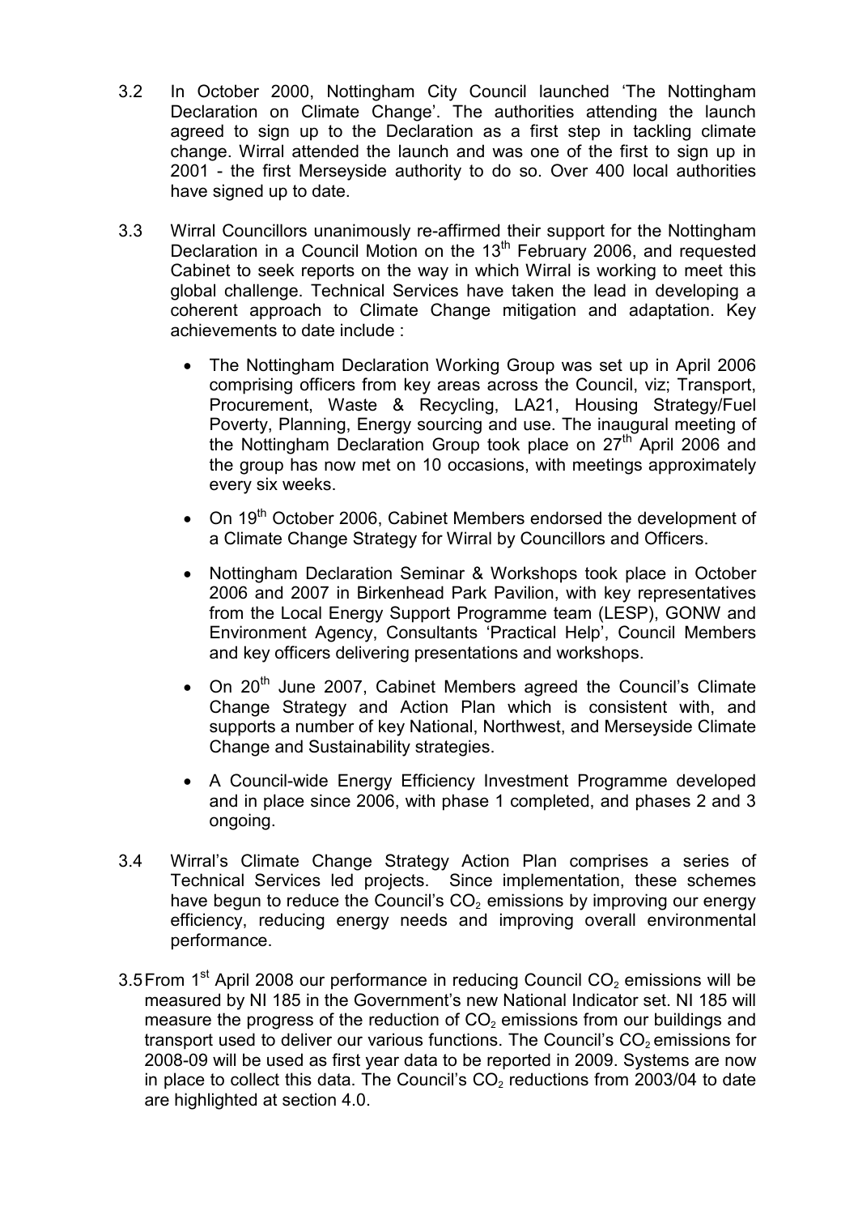3.2 In October 2000, Nottingham City Council launched 'The Nottingham Declaration on Climate Change'. The authorities attending the launch agreed to sign up to the Declaration as a first step in tackling climate change. Wirral attended the launch and was one of the first to sign up in 2001 - the first Merseyside authority to do so. Over 400 local authorities have signed up to date.

3.3 Wirral Councillors unanimously re-affirmed their support for the Nottingham Declaration in a Council Motion on the 13th February 2006, and requested Cabinet to seek reports on the way in which Wirral is working to meet this global challenge. Technical Services have taken the lead in developing a coherent approach to Climate Change mitigation and adaptation. Key achievements to date include :

- The Nottingham Declaration Working Group was set up in April 2006 comprising officers from key areas across the Council, viz; Transport, Procurement, Waste & Recycling, LA21, Housing Strategy/Fuel Poverty, Planning, Energy sourcing and use. The inaugural meeting of the Nottingham Declaration Group took place on 27th April 2006 and the group has now met on 10 occasions, with meetings approximately every six weeks.

- On 19th October 2006, Cabinet Members endorsed the development of a Climate Change Strategy for Wirral by Councillors and Officers.

- Nottingham Declaration Seminar & Workshops took place in October 2006 and 2007 in Birkenhead Park Pavilion, with key representatives from the Local Energy Support Programme team (LESP), GONW and Environment Agency, Consultants 'Practical Help', Council Members and key officers delivering presentations and workshops.

- On 20th June 2007, Cabinet Members agreed the Council's Climate Change Strategy and Action Plan which is consistent with, and supports a number of key National, Northwest, and Merseyside Climate Change and Sustainability strategies.

- A Council-wide Energy Efficiency Investment Programme developed and in place since 2006, with phase 1 completed, and phases 2 and 3 ongoing.

3.4 Wirral's Climate Change Strategy Action Plan comprises a series of Technical Services led projects. Since implementation, these schemes have begun to reduce the Council's $CO_2$ emissions by improving our energy efficiency, reducing energy needs and improving overall environmental performance.

3.5 From 1st April 2008 our performance in reducing Council $CO_2$ emissions will be measured by NI 185 in the Government's new National Indicator set. NI 185 will measure the progress of the reduction of $CO_2$ emissions from our buildings and transport used to deliver our various functions. The Council's $CO_2$ emissions for 2008-09 will be used as first year data to be reported in 2009. Systems are now in place to collect this data. The Council's $CO_2$ reductions from 2003/04 to date are highlighted at section 4.0.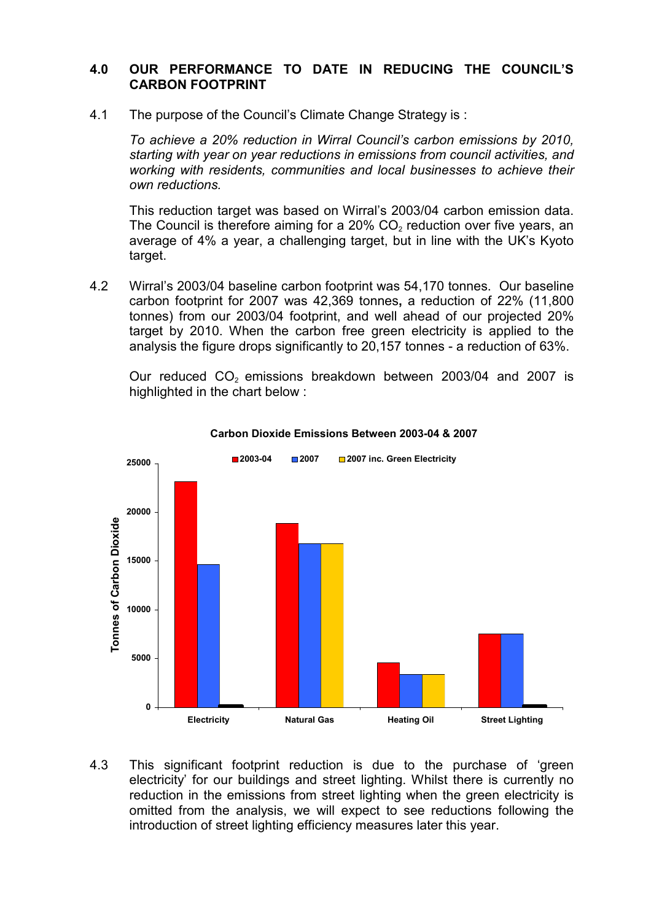## 4.0 OUR PERFORMANCE TO DATE IN REDUCING THE COUNCIL'S CARBON FOOTPRINT

4.1 The purpose of the Council's Climate Change Strategy is :

*To achieve a 20% reduction in Wirral Council's carbon emissions by 2010, starting with year on year reductions in emissions from council activities, and working with residents, communities and local businesses to achieve their own reductions.*

This reduction target was based on Wirral's 2003/04 carbon emission data. The Council is therefore aiming for a 20% $CO_2$ reduction over five years, an average of 4% a year, a challenging target, but in line with the UK's Kyoto target.

4.2 Wirral's 2003/04 baseline carbon footprint was 54,170 tonnes. Our baseline carbon footprint for 2007 was 42,369 tonnes**,** a reduction of 22% (11,800 tonnes) from our 2003/04 footprint, and well ahead of our projected 20% target by 2010. When the carbon free green electricity is applied to the analysis the figure drops significantly to 20,157 tonnes - a reduction of 63%.

Our reduced $CO_2$ emissions breakdown between 2003/04 and 2007 is highlighted in the chart below :

**Carbon Dioxide Emissions Between 2003-04 & 2007**

4.3 This significant footprint reduction is due to the purchase of 'green electricity' for our buildings and street lighting. Whilst there is currently no reduction in the emissions from street lighting when the green electricity is omitted from the analysis, we will expect to see reductions following the introduction of street lighting efficiency measures later this year.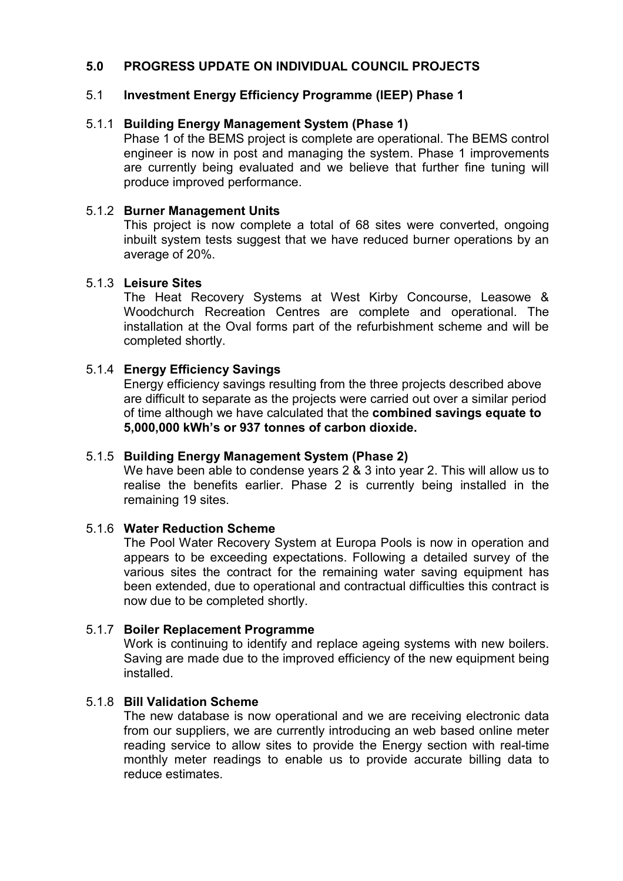## 5.0 PROGRESS UPDATE ON INDIVIDUAL COUNCIL PROJECTS

### 5.1 Investment Energy Efficiency Programme (IEEP) Phase 1

#### 5.1.1 Building Energy Management System (Phase 1)

Phase 1 of the BEMS project is complete are operational. The BEMS control engineer is now in post and managing the system. Phase 1 improvements are currently being evaluated and we believe that further fine tuning will produce improved performance.

#### 5.1.2 Burner Management Units

This project is now complete a total of 68 sites were converted, ongoing inbuilt system tests suggest that we have reduced burner operations by an average of 20%.

#### 5.1.3 Leisure Sites

The Heat Recovery Systems at West Kirby Concourse, Leasowe & Woodchurch Recreation Centres are complete and operational. The installation at the Oval forms part of the refurbishment scheme and will be completed shortly.

#### 5.1.4 Energy Efficiency Savings

Energy efficiency savings resulting from the three projects described above are difficult to separate as the projects were carried out over a similar period of time although we have calculated that the **combined savings equate to 5,000,000 kWh's or 937 tonnes of carbon dioxide.**

#### 5.1.5 Building Energy Management System (Phase 2)

We have been able to condense years 2 & 3 into year 2. This will allow us to realise the benefits earlier. Phase 2 is currently being installed in the remaining 19 sites.

#### 5.1.6 Water Reduction Scheme

The Pool Water Recovery System at Europa Pools is now in operation and appears to be exceeding expectations. Following a detailed survey of the various sites the contract for the remaining water saving equipment has been extended, due to operational and contractual difficulties this contract is now due to be completed shortly.

#### 5.1.7 Boiler Replacement Programme

Work is continuing to identify and replace ageing systems with new boilers. Saving are made due to the improved efficiency of the new equipment being installed.

#### 5.1.8 Bill Validation Scheme

The new database is now operational and we are receiving electronic data from our suppliers, we are currently introducing an web based online meter reading service to allow sites to provide the Energy section with real-time monthly meter readings to enable us to provide accurate billing data to reduce estimates.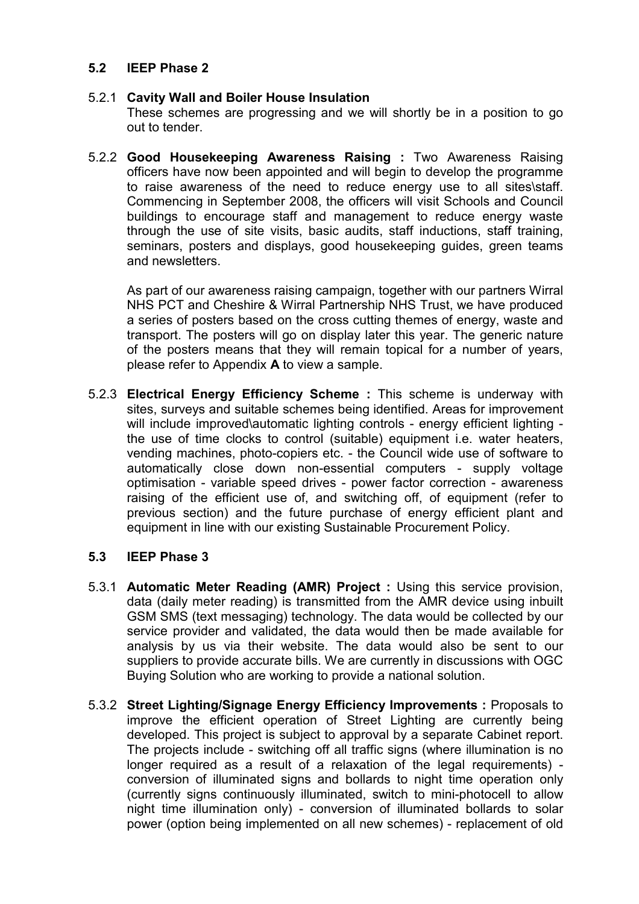## 5.2 IEEP Phase 2

5.2.1 **Cavity Wall and Boiler House Insulation**
These schemes are progressing and we will shortly be in a position to go out to tender.

5.2.2 **Good Housekeeping Awareness Raising :** Two Awareness Raising officers have now been appointed and will begin to develop the programme to raise awareness of the need to reduce energy use to all sites\staff. Commencing in September 2008, the officers will visit Schools and Council buildings to encourage staff and management to reduce energy waste through the use of site visits, basic audits, staff inductions, staff training, seminars, posters and displays, good housekeeping guides, green teams and newsletters.

As part of our awareness raising campaign, together with our partners Wirral NHS PCT and Cheshire & Wirral Partnership NHS Trust, we have produced a series of posters based on the cross cutting themes of energy, waste and transport. The posters will go on display later this year. The generic nature of the posters means that they will remain topical for a number of years, please refer to Appendix **A** to view a sample.

5.2.3 **Electrical Energy Efficiency Scheme :** This scheme is underway with sites, surveys and suitable schemes being identified. Areas for improvement will include improved\automatic lighting controls - energy efficient lighting - the use of time clocks to control (suitable) equipment i.e. water heaters, vending machines, photo-copiers etc. - the Council wide use of software to automatically close down non-essential computers - supply voltage optimisation - variable speed drives - power factor correction - awareness raising of the efficient use of, and switching off, of equipment (refer to previous section) and the future purchase of energy efficient plant and equipment in line with our existing Sustainable Procurement Policy.

## 5.3 IEEP Phase 3

5.3.1 **Automatic Meter Reading (AMR) Project :** Using this service provision, data (daily meter reading) is transmitted from the AMR device using inbuilt GSM SMS (text messaging) technology. The data would be collected by our service provider and validated, the data would then be made available for analysis by us via their website. The data would also be sent to our suppliers to provide accurate bills. We are currently in discussions with OGC Buying Solution who are working to provide a national solution.

5.3.2 **Street Lighting/Signage Energy Efficiency Improvements :** Proposals to improve the efficient operation of Street Lighting are currently being developed. This project is subject to approval by a separate Cabinet report. The projects include - switching off all traffic signs (where illumination is no longer required as a result of a relaxation of the legal requirements) - conversion of illuminated signs and bollards to night time operation only (currently signs continuously illuminated, switch to mini-photocell to allow night time illumination only) - conversion of illuminated bollards to solar power (option being implemented on all new schemes) - replacement of old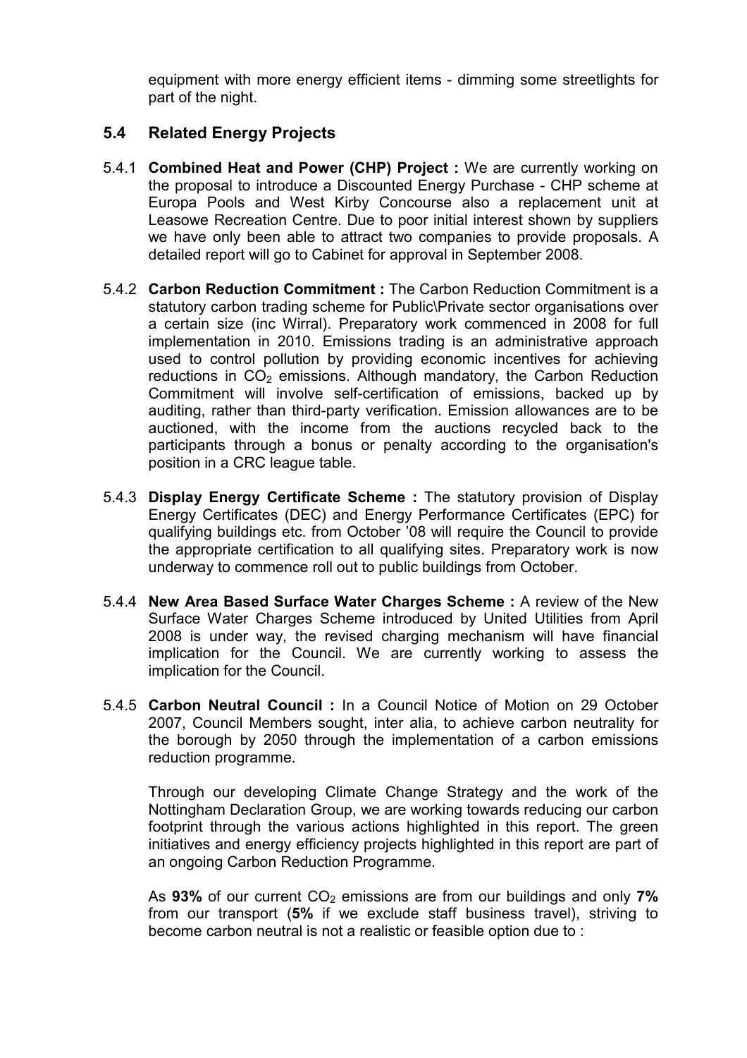equipment with more energy efficient items - dimming some streetlights for part of the night.

## 5.4 Related Energy Projects

5.4.1 **Combined Heat and Power (CHP) Project :** We are currently working on the proposal to introduce a Discounted Energy Purchase - CHP scheme at Europa Pools and West Kirby Concourse also a replacement unit at Leasowe Recreation Centre. Due to poor initial interest shown by suppliers we have only been able to attract two companies to provide proposals. A detailed report will go to Cabinet for approval in September 2008.

5.4.2 **Carbon Reduction Commitment :** The Carbon Reduction Commitment is a statutory carbon trading scheme for Public\Private sector organisations over a certain size (inc Wirral). Preparatory work commenced in 2008 for full implementation in 2010. Emissions trading is an administrative approach used to control pollution by providing economic incentives for achieving reductions in $CO_2$ emissions. Although mandatory, the Carbon Reduction Commitment will involve self-certification of emissions, backed up by auditing, rather than third-party verification. Emission allowances are to be auctioned, with the income from the auctions recycled back to the participants through a bonus or penalty according to the organisation's position in a CRC league table.

5.4.3 **Display Energy Certificate Scheme :** The statutory provision of Display Energy Certificates (DEC) and Energy Performance Certificates (EPC) for qualifying buildings etc. from October '08 will require the Council to provide the appropriate certification to all qualifying sites. Preparatory work is now underway to commence roll out to public buildings from October.

5.4.4 **New Area Based Surface Water Charges Scheme :** A review of the New Surface Water Charges Scheme introduced by United Utilities from April 2008 is under way, the revised charging mechanism will have financial implication for the Council. We are currently working to assess the implication for the Council.

5.4.5 **Carbon Neutral Council :** In a Council Notice of Motion on 29 October 2007, Council Members sought, inter alia, to achieve carbon neutrality for the borough by 2050 through the implementation of a carbon emissions reduction programme.

Through our developing Climate Change Strategy and the work of the Nottingham Declaration Group, we are working towards reducing our carbon footprint through the various actions highlighted in this report. The green initiatives and energy efficiency projects highlighted in this report are part of an ongoing Carbon Reduction Programme.

As **93%** of our current $CO_2$ emissions are from our buildings and only **7%** from our transport (**5%** if we exclude staff business travel), striving to become carbon neutral is not a realistic or feasible option due to :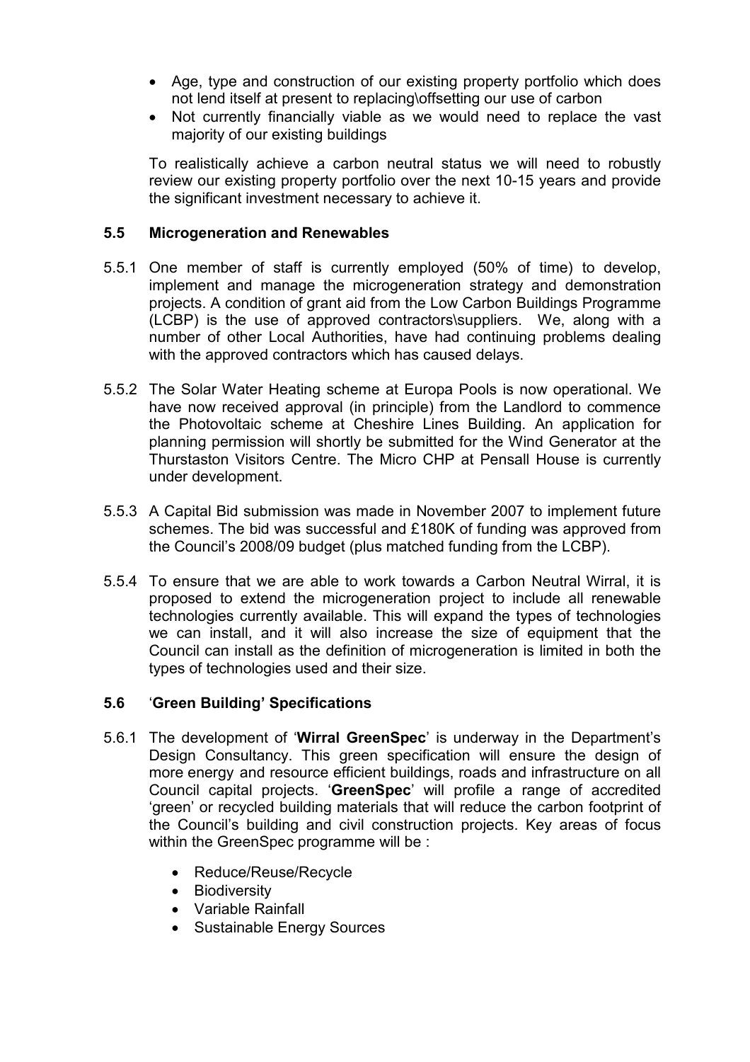- Age, type and construction of our existing property portfolio which does not lend itself at present to replacing\offsetting our use of carbon
- Not currently financially viable as we would need to replace the vast majority of our existing buildings

To realistically achieve a carbon neutral status we will need to robustly review our existing property portfolio over the next 10-15 years and provide the significant investment necessary to achieve it.

### 5.5 Microgeneration and Renewables

5.5.1 One member of staff is currently employed (50% of time) to develop, implement and manage the microgeneration strategy and demonstration projects. A condition of grant aid from the Low Carbon Buildings Programme (LCBP) is the use of approved contractors\suppliers. We, along with a number of other Local Authorities, have had continuing problems dealing with the approved contractors which has caused delays.

5.5.2 The Solar Water Heating scheme at Europa Pools is now operational. We have now received approval (in principle) from the Landlord to commence the Photovoltaic scheme at Cheshire Lines Building. An application for planning permission will shortly be submitted for the Wind Generator at the Thurstaston Visitors Centre. The Micro CHP at Pensall House is currently under development.

5.5.3 A Capital Bid submission was made in November 2007 to implement future schemes. The bid was successful and £180K of funding was approved from the Council's 2008/09 budget (plus matched funding from the LCBP).

5.5.4 To ensure that we are able to work towards a Carbon Neutral Wirral, it is proposed to extend the microgeneration project to include all renewable technologies currently available. This will expand the types of technologies we can install, and it will also increase the size of equipment that the Council can install as the definition of microgeneration is limited in both the types of technologies used and their size.

### 5.6 'Green Building' Specifications

5.6.1 The development of '**Wirral GreenSpec**' is underway in the Department's Design Consultancy. This green specification will ensure the design of more energy and resource efficient buildings, roads and infrastructure on all Council capital projects. '**GreenSpec**' will profile a range of accredited 'green' or recycled building materials that will reduce the carbon footprint of the Council's building and civil construction projects. Key areas of focus within the GreenSpec programme will be :

- Reduce/Reuse/Recycle
- Biodiversity
- Variable Rainfall
- Sustainable Energy Sources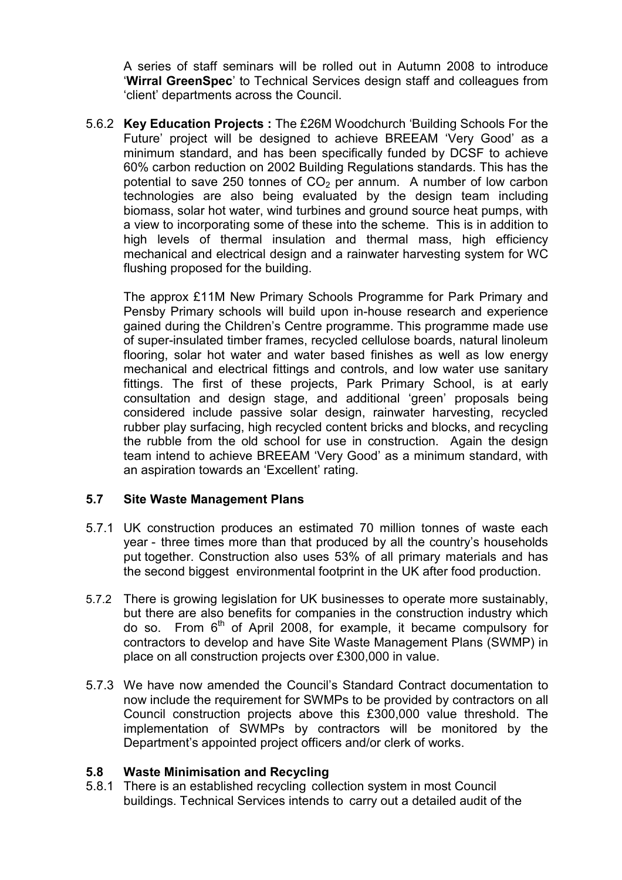A series of staff seminars will be rolled out in Autumn 2008 to introduce '**Wirral GreenSpec**' to Technical Services design staff and colleagues from 'client' departments across the Council.

5.6.2 **Key Education Projects :** The £26M Woodchurch 'Building Schools For the Future' project will be designed to achieve BREEAM 'Very Good' as a minimum standard, and has been specifically funded by DCSF to achieve 60% carbon reduction on 2002 Building Regulations standards. This has the potential to save 250 tonnes of $CO_2$ per annum. A number of low carbon technologies are also being evaluated by the design team including biomass, solar hot water, wind turbines and ground source heat pumps, with a view to incorporating some of these into the scheme. This is in addition to high levels of thermal insulation and thermal mass, high efficiency mechanical and electrical design and a rainwater harvesting system for WC flushing proposed for the building.

The approx £11M New Primary Schools Programme for Park Primary and Pensby Primary schools will build upon in-house research and experience gained during the Children's Centre programme. This programme made use of super-insulated timber frames, recycled cellulose boards, natural linoleum flooring, solar hot water and water based finishes as well as low energy mechanical and electrical fittings and controls, and low water use sanitary fittings. The first of these projects, Park Primary School, is at early consultation and design stage, and additional 'green' proposals being considered include passive solar design, rainwater harvesting, recycled rubber play surfacing, high recycled content bricks and blocks, and recycling the rubble from the old school for use in construction. Again the design team intend to achieve BREEAM 'Very Good' as a minimum standard, with an aspiration towards an 'Excellent' rating.

### 5.7 Site Waste Management Plans

5.7.1 UK construction produces an estimated 70 million tonnes of waste each year - three times more than that produced by all the country's households put together. Construction also uses 53% of all primary materials and has the second biggest environmental footprint in the UK after food production.

5.7.2 There is growing legislation for UK businesses to operate more sustainably, but there are also benefits for companies in the construction industry which do so. From 6th of April 2008, for example, it became compulsory for contractors to develop and have Site Waste Management Plans (SWMP) in place on all construction projects over £300,000 in value.

5.7.3 We have now amended the Council's Standard Contract documentation to now include the requirement for SWMPs to be provided by contractors on all Council construction projects above this £300,000 value threshold. The implementation of SWMPs by contractors will be monitored by the Department's appointed project officers and/or clerk of works.

### 5.8 Waste Minimisation and Recycling

5.8.1 There is an established recycling collection system in most Council buildings. Technical Services intends to carry out a detailed audit of the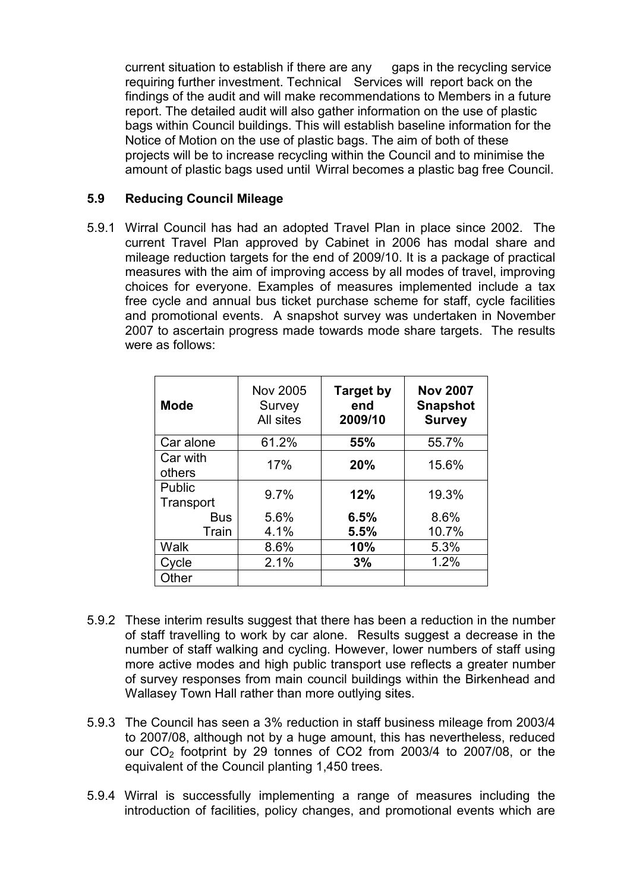current situation to establish if there are any gaps in the recycling service requiring further investment. Technical Services will report back on the findings of the audit and will make recommendations to Members in a future report. The detailed audit will also gather information on the use of plastic bags within Council buildings. This will establish baseline information for the Notice of Motion on the use of plastic bags. The aim of both of these projects will be to increase recycling within the Council and to minimise the amount of plastic bags used until Wirral becomes a plastic bag free Council.

## 5.9 Reducing Council Mileage

5.9.1 Wirral Council has had an adopted Travel Plan in place since 2002. The current Travel Plan approved by Cabinet in 2006 has modal share and mileage reduction targets for the end of 2009/10. It is a package of practical measures with the aim of improving access by all modes of travel, improving choices for everyone. Examples of measures implemented include a tax free cycle and annual bus ticket purchase scheme for staff, cycle facilities and promotional events. A snapshot survey was undertaken in November 2007 to ascertain progress made towards mode share targets. The results were as follows:

| Mode | Nov 2005 Survey All sites | **Target by end 2009/10** | **Nov 2007 Snapshot Survey** |
|---|---|---|---|
| Car alone | 61.2% | **55%** | 55.7% |
| Car with others | 17% | **20%** | 15.6% |
| Public Transport | 9.7% | **12%** | 19.3% |
| Bus | 5.6% | **6.5%** | 8.6% |
| Train | 4.1% | **5.5%** | 10.7% |
| Walk | 8.6% | **10%** | 5.3% |
| Cycle | 2.1% | **3%** | 1.2% |
| Other | | | |

5.9.2 These interim results suggest that there has been a reduction in the number of staff travelling to work by car alone. Results suggest a decrease in the number of staff walking and cycling. However, lower numbers of staff using more active modes and high public transport use reflects a greater number of survey responses from main council buildings within the Birkenhead and Wallasey Town Hall rather than more outlying sites.

5.9.3 The Council has seen a 3% reduction in staff business mileage from 2003/4 to 2007/08, although not by a huge amount, this has nevertheless, reduced our $CO_2$ footprint by 29 tonnes of CO2 from 2003/4 to 2007/08, or the equivalent of the Council planting 1,450 trees.

5.9.4 Wirral is successfully implementing a range of measures including the introduction of facilities, policy changes, and promotional events which are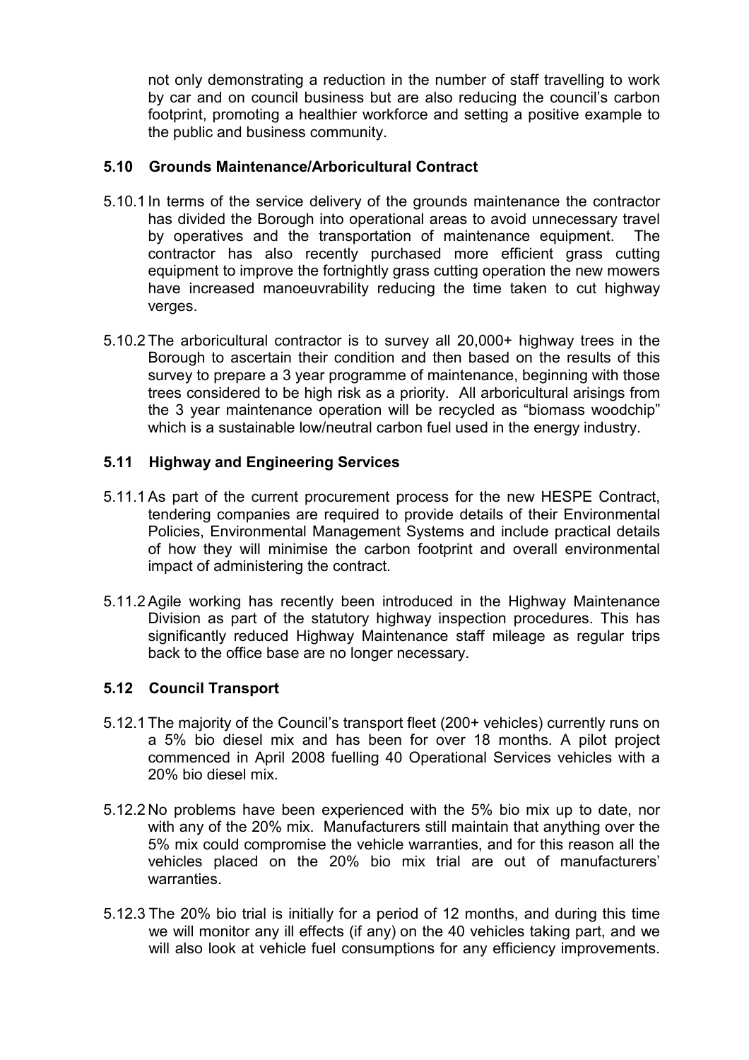not only demonstrating a reduction in the number of staff travelling to work by car and on council business but are also reducing the council's carbon footprint, promoting a healthier workforce and setting a positive example to the public and business community.

### 5.10 Grounds Maintenance/Arboricultural Contract

5.10.1 In terms of the service delivery of the grounds maintenance the contractor has divided the Borough into operational areas to avoid unnecessary travel by operatives and the transportation of maintenance equipment. The contractor has also recently purchased more efficient grass cutting equipment to improve the fortnightly grass cutting operation the new mowers have increased manoeuvrability reducing the time taken to cut highway verges.

5.10.2 The arboricultural contractor is to survey all 20,000+ highway trees in the Borough to ascertain their condition and then based on the results of this survey to prepare a 3 year programme of maintenance, beginning with those trees considered to be high risk as a priority. All arboricultural arisings from the 3 year maintenance operation will be recycled as "biomass woodchip" which is a sustainable low/neutral carbon fuel used in the energy industry.

### 5.11 Highway and Engineering Services

5.11.1 As part of the current procurement process for the new HESPE Contract, tendering companies are required to provide details of their Environmental Policies, Environmental Management Systems and include practical details of how they will minimise the carbon footprint and overall environmental impact of administering the contract.

5.11.2 Agile working has recently been introduced in the Highway Maintenance Division as part of the statutory highway inspection procedures. This has significantly reduced Highway Maintenance staff mileage as regular trips back to the office base are no longer necessary.

### 5.12 Council Transport

5.12.1 The majority of the Council's transport fleet (200+ vehicles) currently runs on a 5% bio diesel mix and has been for over 18 months. A pilot project commenced in April 2008 fuelling 40 Operational Services vehicles with a 20% bio diesel mix.

5.12.2 No problems have been experienced with the 5% bio mix up to date, nor with any of the 20% mix. Manufacturers still maintain that anything over the 5% mix could compromise the vehicle warranties, and for this reason all the vehicles placed on the 20% bio mix trial are out of manufacturers' warranties.

5.12.3 The 20% bio trial is initially for a period of 12 months, and during this time we will monitor any ill effects (if any) on the 40 vehicles taking part, and we will also look at vehicle fuel consumptions for any efficiency improvements.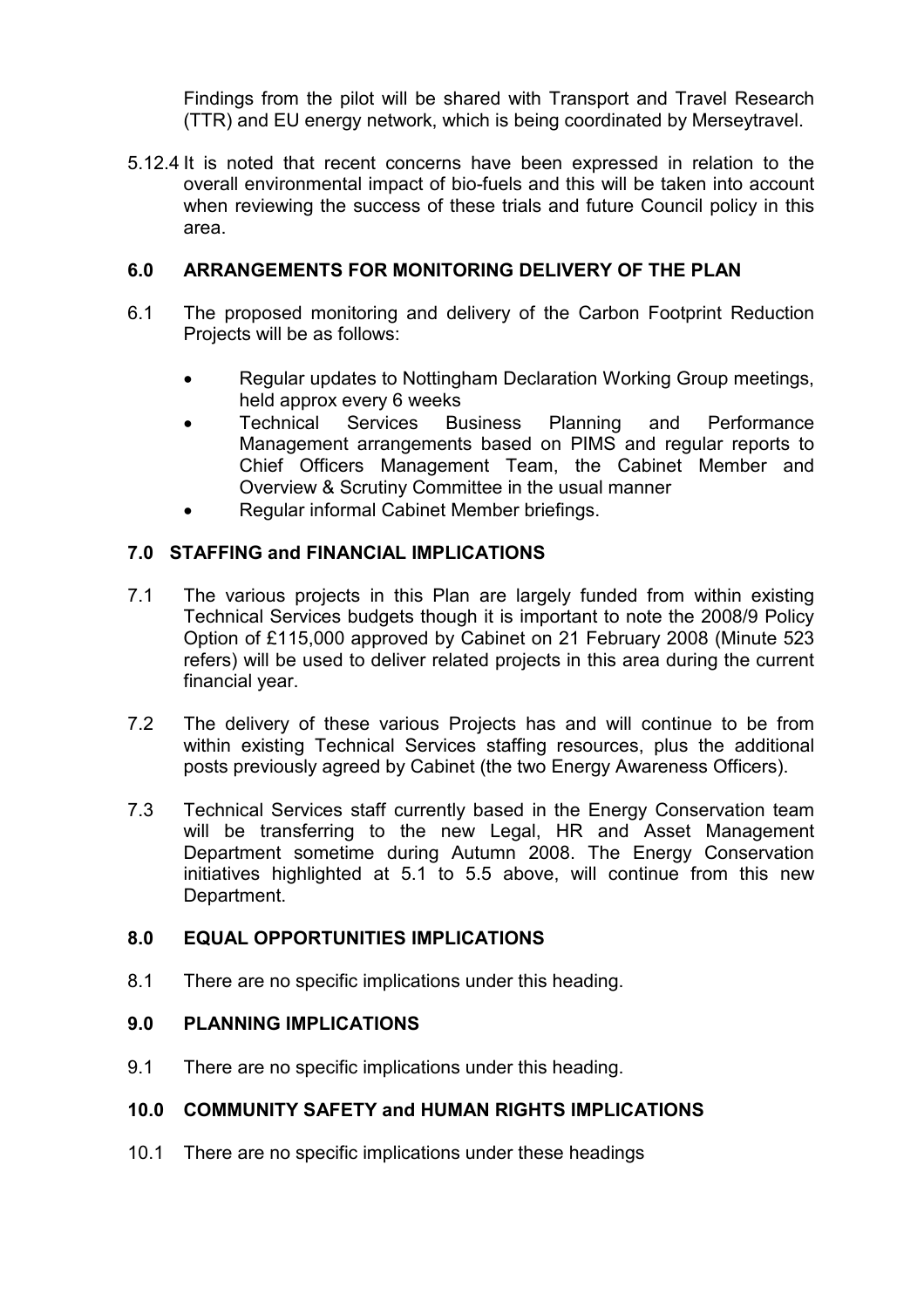Findings from the pilot will be shared with Transport and Travel Research (TTR) and EU energy network, which is being coordinated by Merseytravel.

5.12.4 It is noted that recent concerns have been expressed in relation to the overall environmental impact of bio-fuels and this will be taken into account when reviewing the success of these trials and future Council policy in this area.

## 6.0 ARRANGEMENTS FOR MONITORING DELIVERY OF THE PLAN

6.1 The proposed monitoring and delivery of the Carbon Footprint Reduction Projects will be as follows:

- Regular updates to Nottingham Declaration Working Group meetings, held approx every 6 weeks
- Technical Services Business Planning and Performance Management arrangements based on PIMS and regular reports to Chief Officers Management Team, the Cabinet Member and Overview & Scrutiny Committee in the usual manner
- Regular informal Cabinet Member briefings.

## 7.0 STAFFING and FINANCIAL IMPLICATIONS

7.1 The various projects in this Plan are largely funded from within existing Technical Services budgets though it is important to note the 2008/9 Policy Option of £115,000 approved by Cabinet on 21 February 2008 (Minute 523 refers) will be used to deliver related projects in this area during the current financial year.

7.2 The delivery of these various Projects has and will continue to be from within existing Technical Services staffing resources, plus the additional posts previously agreed by Cabinet (the two Energy Awareness Officers).

7.3 Technical Services staff currently based in the Energy Conservation team will be transferring to the new Legal, HR and Asset Management Department sometime during Autumn 2008. The Energy Conservation initiatives highlighted at 5.1 to 5.5 above, will continue from this new Department.

## 8.0 EQUAL OPPORTUNITIES IMPLICATIONS

8.1 There are no specific implications under this heading.

## 9.0 PLANNING IMPLICATIONS

9.1 There are no specific implications under this heading.

## 10.0 COMMUNITY SAFETY and HUMAN RIGHTS IMPLICATIONS

10.1 There are no specific implications under these headings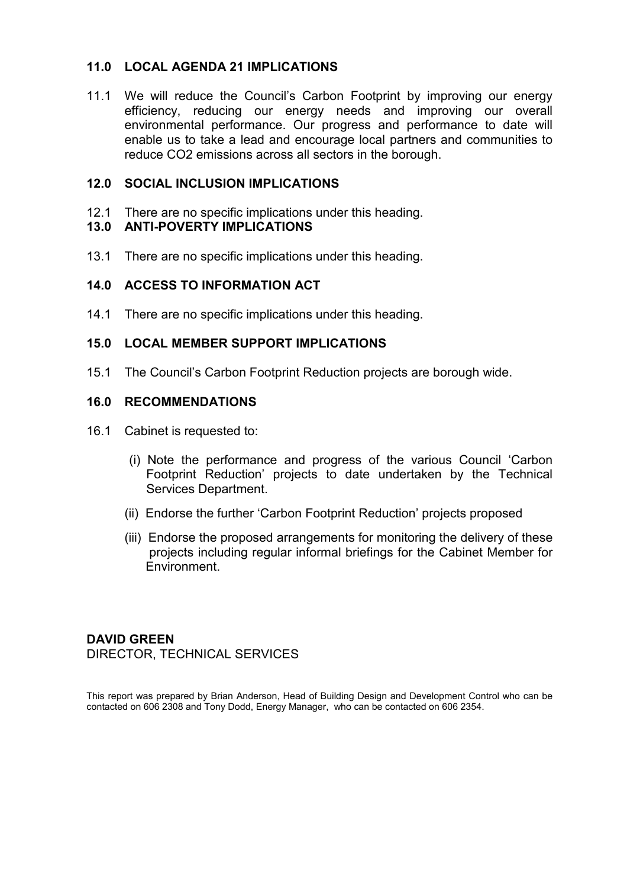## 11.0 LOCAL AGENDA 21 IMPLICATIONS

11.1 We will reduce the Council's Carbon Footprint by improving our energy efficiency, reducing our energy needs and improving our overall environmental performance. Our progress and performance to date will enable us to take a lead and encourage local partners and communities to reduce $CO_2$ emissions across all sectors in the borough.

## 12.0 SOCIAL INCLUSION IMPLICATIONS

12.1 There are no specific implications under this heading.

## 13.0 ANTI-POVERTY IMPLICATIONS

13.1 There are no specific implications under this heading.

## 14.0 ACCESS TO INFORMATION ACT

14.1 There are no specific implications under this heading.

## 15.0 LOCAL MEMBER SUPPORT IMPLICATIONS

15.1 The Council's Carbon Footprint Reduction projects are borough wide.

## 16.0 RECOMMENDATIONS

16.1 Cabinet is requested to:

(i) Note the performance and progress of the various Council 'Carbon Footprint Reduction' projects to date undertaken by the Technical Services Department.

(ii) Endorse the further 'Carbon Footprint Reduction' projects proposed

(iii) Endorse the proposed arrangements for monitoring the delivery of these projects including regular informal briefings for the Cabinet Member for Environment.

**DAVID GREEN**
DIRECTOR, TECHNICAL SERVICES

This report was prepared by Brian Anderson, Head of Building Design and Development Control who can be contacted on 606 2308 and Tony Dodd, Energy Manager, who can be contacted on 606 2354.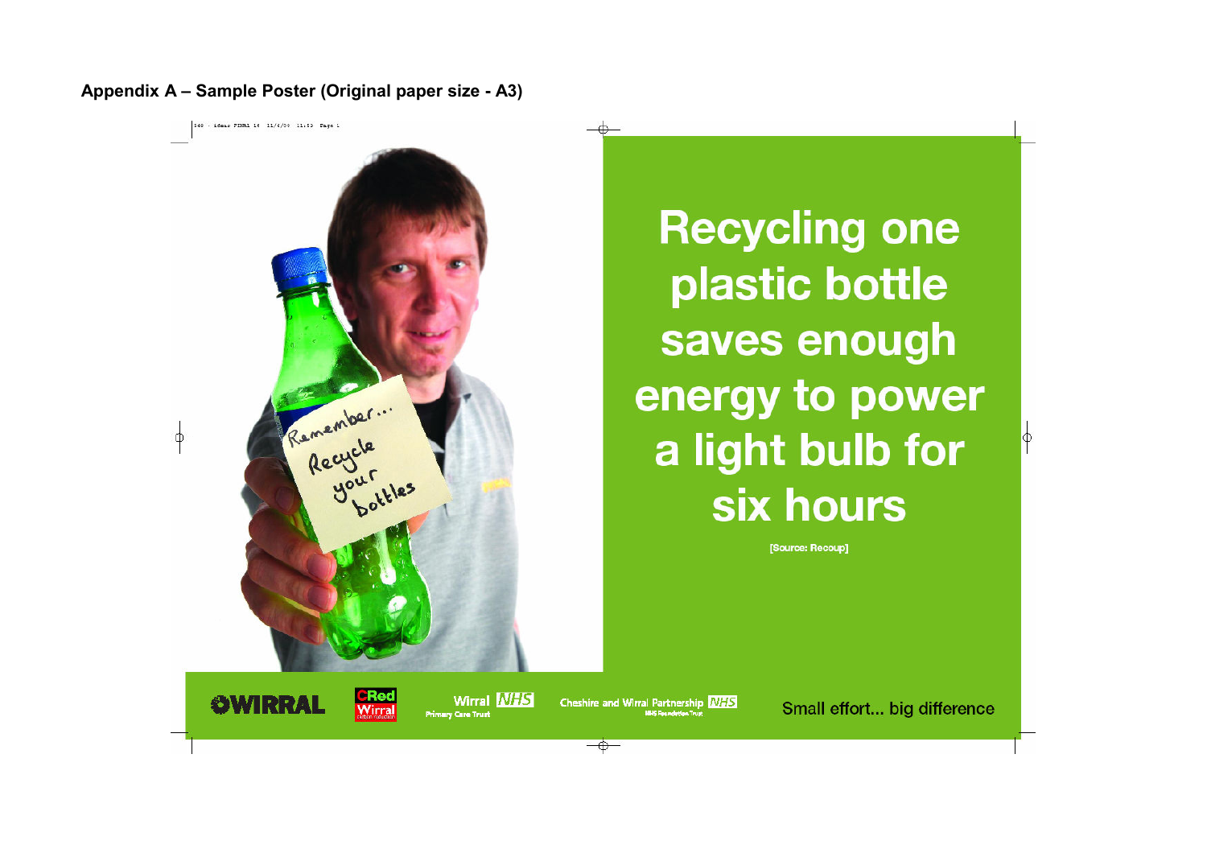**Appendix A – Sample Poster (Original paper size - A3)**

Remember...
Recycle
your
bottles

# Recycling one plastic bottle saves enough energy to power a light bulb for six hours

[Source: Recoup]

WIRRAL

CRed Wirral

Wirral NHS Primary Care Trust

Cheshire and Wirral Partnership NHS Foundation Trust

Small effort... big difference